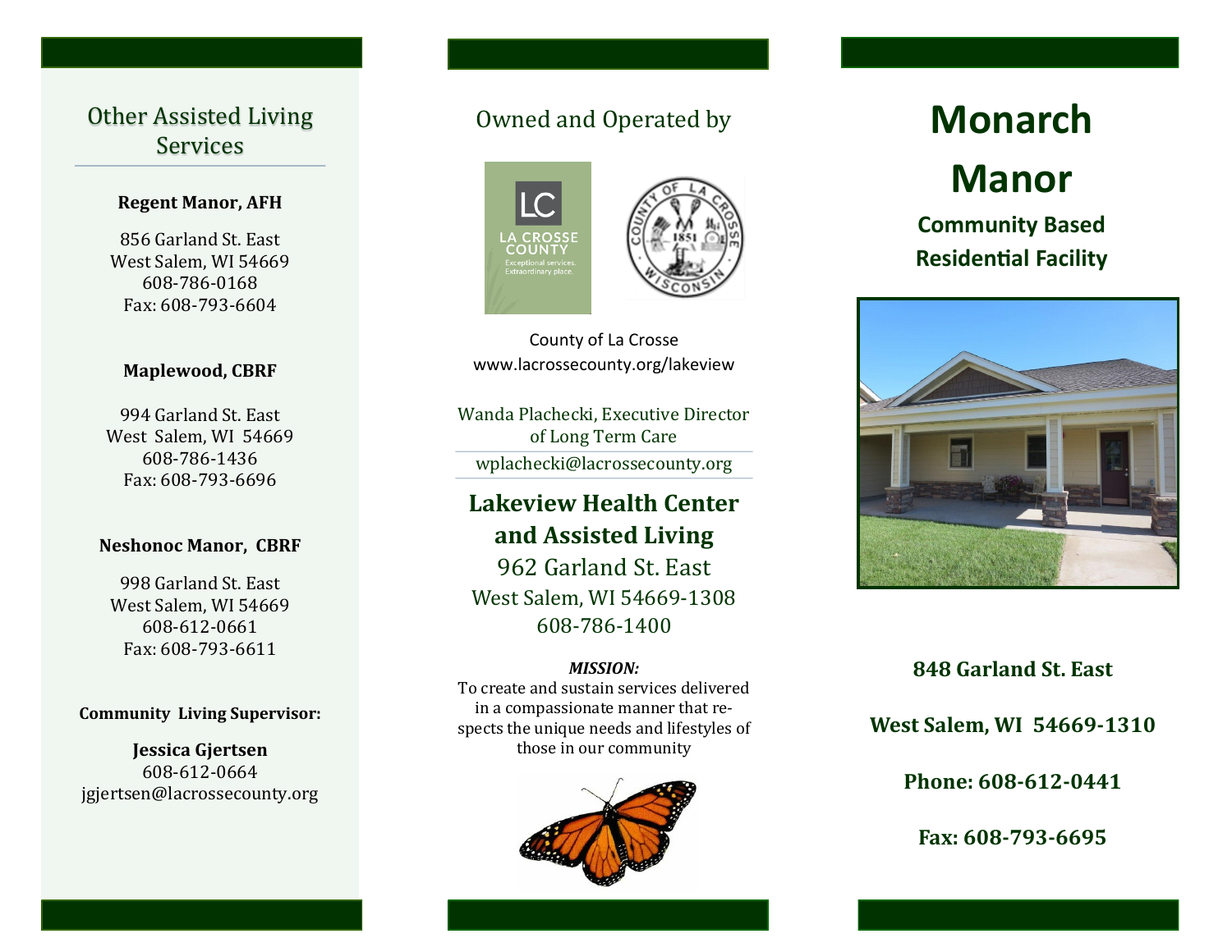## Other Assisted Living Services

**Regent Manor, AFH**

856 Garland St. East
West Salem, WI 54669
608-786-0168
Fax: 608-793-6604

**Maplewood, CBRF**

994 Garland St. East
West Salem, WI 54669
608-786-1436
Fax: 608-793-6696

**Neshonoc Manor, CBRF**

998 Garland St. East
West Salem, WI 54669
608-612-0661
Fax: 608-793-6611

**Community Living Supervisor:**

**Jessica Gjertsen**
608-612-0664
jgjertsen@lacrossecounty.org

## Owned and Operated by

LC
LA CROSSE COUNTY
Exceptional services. Extraordinary place.

County of La Crosse
www.lacrossecounty.org/lakeview

Wanda Plachecki, Executive Director of Long Term Care

wplachecki@lacrossecounty.org

**Lakeview Health Center and Assisted Living**
962 Garland St. East
West Salem, WI 54669-1308
608-786-1400

***MISSION:***
To create and sustain services delivered in a compassionate manner that respects the unique needs and lifestyles of those in our community

# Monarch Manor

**Community Based Residential Facility**

**848 Garland St. East**

**West Salem, WI 54669-1310**

**Phone: 608-612-0441**

**Fax: 608-793-6695**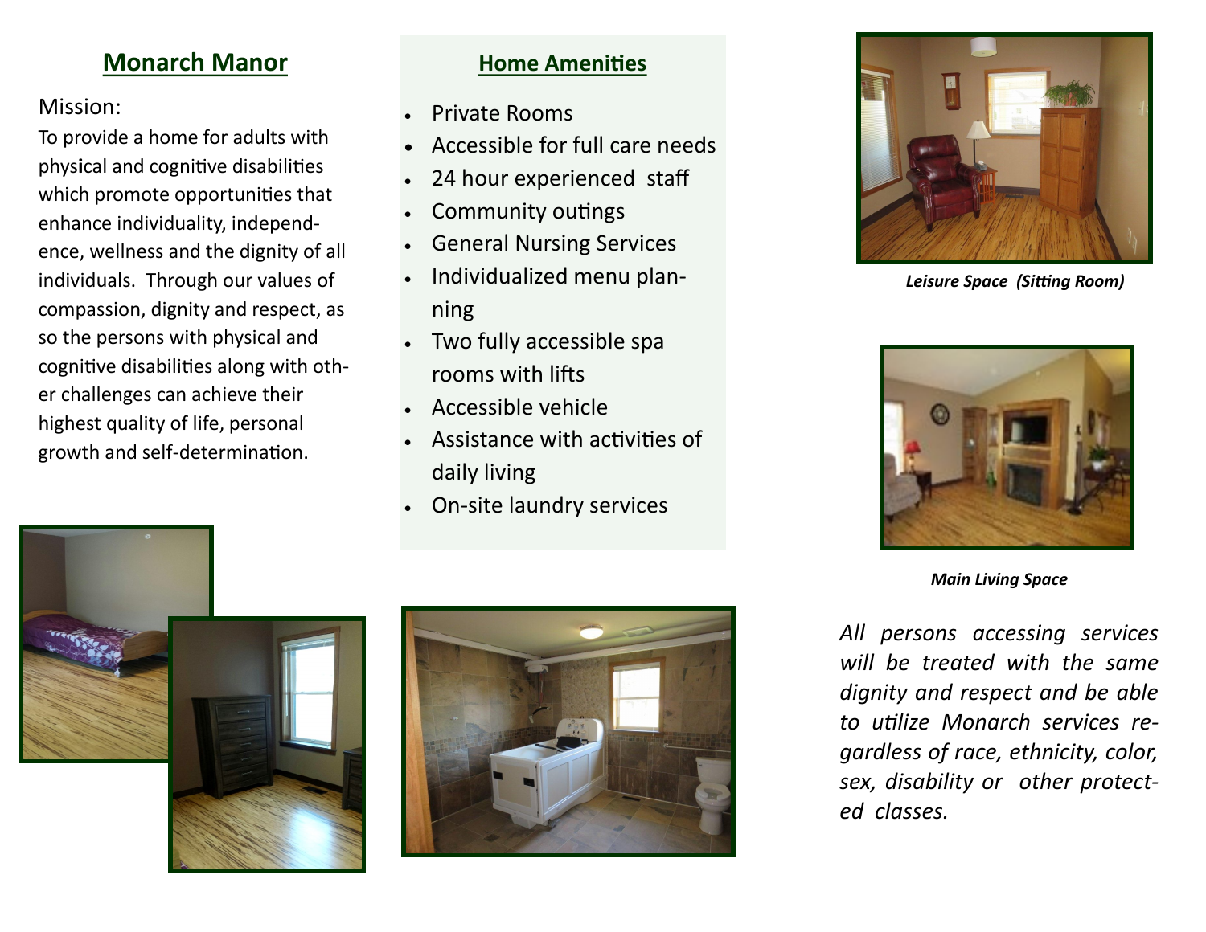## Monarch Manor

Mission:

To provide a home for adults with physical and cognitive disabilities which promote opportunities that enhance individuality, independence, wellness and the dignity of all individuals. Through our values of compassion, dignity and respect, as so the persons with physical and cognitive disabilities along with other challenges can achieve their highest quality of life, personal growth and self-determination.

## Home Amenities

- Private Rooms
- Accessible for full care needs
- 24 hour experienced staff
- Community outings
- General Nursing Services
- Individualized menu planning
- Two fully accessible spa rooms with lifts
- Accessible vehicle
- Assistance with activities of daily living
- On-site laundry services

***Leisure Space (Sitting Room)***

***Main Living Space***

*All persons accessing services will be treated with the same dignity and respect and be able to utilize Monarch services regardless of race, ethnicity, color, sex, disability or other protected classes.*